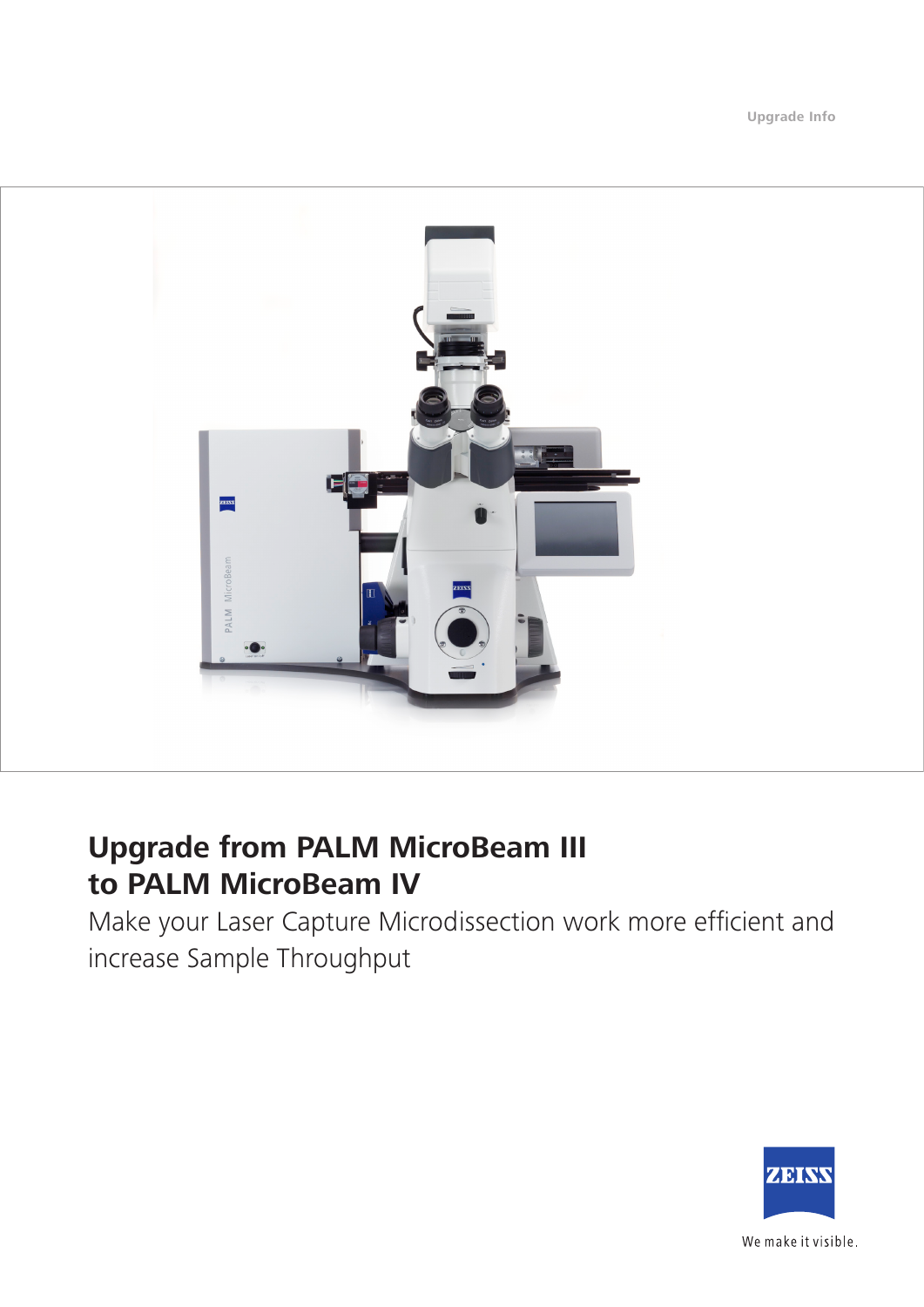Upgrade Info

# Upgrade from PALM MicroBeam III to PALM MicroBeam IV

Make your Laser Capture Microdissection work more efficient and increase Sample Throughput

We make it visible.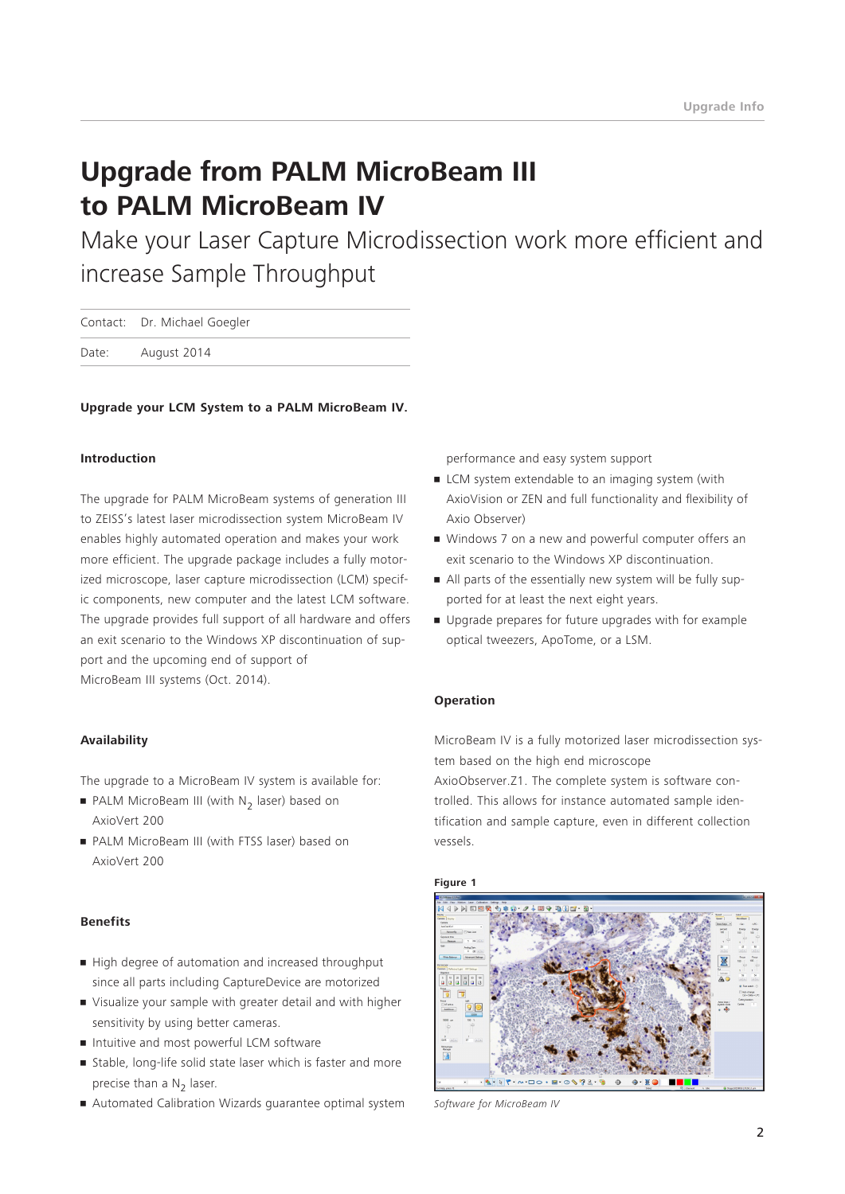# Upgrade from PALM MicroBeam III to PALM MicroBeam IV

Make your Laser Capture Microdissection work more efficient and increase Sample Throughput

| Contact: | Dr. Michael Goegler |
|---|---|
| Date: | August 2014 |

**Upgrade your LCM System to a PALM MicroBeam IV.**

### Introduction

The upgrade for PALM MicroBeam systems of generation III to ZEISS's latest laser microdissection system MicroBeam IV enables highly automated operation and makes your work more efficient. The upgrade package includes a fully motorized microscope, laser capture microdissection (LCM) specific components, new computer and the latest LCM software. The upgrade provides full support of all hardware and offers an exit scenario to the Windows XP discontinuation of support and the upcoming end of support of MicroBeam III systems (Oct. 2014).

### Availability

The upgrade to a MicroBeam IV system is available for:

- PALM MicroBeam III (with $N_2$ laser) based on AxioVert 200
- PALM MicroBeam III (with FTSS laser) based on AxioVert 200

### Benefits

- High degree of automation and increased throughput since all parts including CaptureDevice are motorized
- Visualize your sample with greater detail and with higher sensitivity by using better cameras.
- Intuitive and most powerful LCM software
- Stable, long-life solid state laser which is faster and more precise than a $N_2$ laser.
- Automated Calibration Wizards guarantee optimal system performance and easy system support
- LCM system extendable to an imaging system (with AxioVision or ZEN and full functionality and flexibility of Axio Observer)
- Windows 7 on a new and powerful computer offers an exit scenario to the Windows XP discontinuation.
- All parts of the essentially new system will be fully supported for at least the next eight years.
- Upgrade prepares for future upgrades with for example optical tweezers, ApoTome, or a LSM.

### Operation

MicroBeam IV is a fully motorized laser microdissection system based on the high end microscope AxioObserver.Z1. The complete system is software controlled. This allows for instance automated sample identification and sample capture, even in different collection vessels.

**Figure 1**

*Software for MicroBeam IV*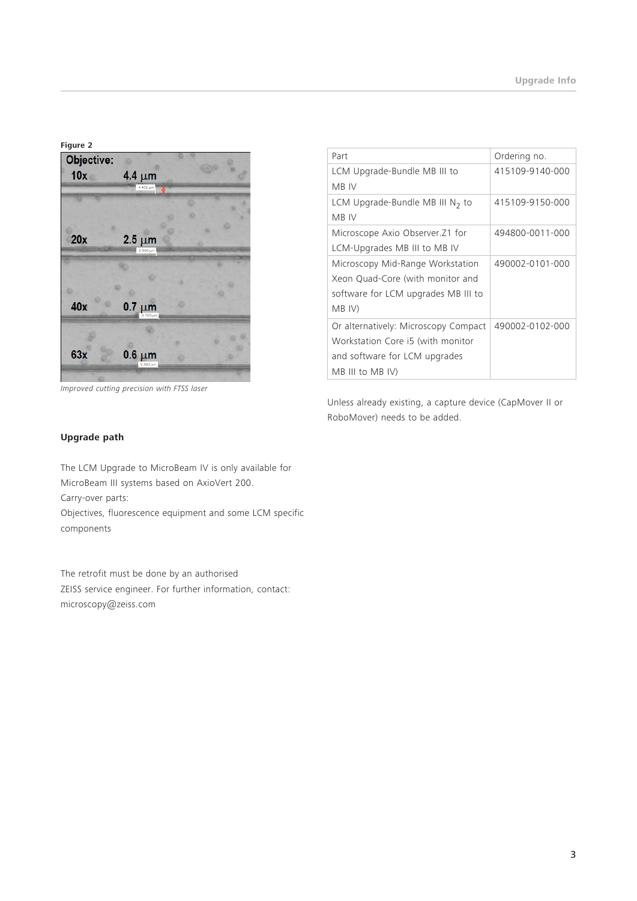Figure 2

Improved cutting precision with FTSS laser

**Upgrade path**

The LCM Upgrade to MicroBeam IV is only available for MicroBeam III systems based on AxioVert 200.
Carry-over parts:
Objectives, fluorescence equipment and some LCM specific components

The retrofit must be done by an authorised ZEISS service engineer. For further information, contact: microscopy@zeiss.com

| Part | Ordering no. |
| --- | --- |
| LCM Upgrade-Bundle MB III to MB IV | 415109-9140-000 |
| LCM Upgrade-Bundle MB III $N_2$ to MB IV | 415109-9150-000 |
| Microscope Axio Observer.Z1 for LCM-Upgrades MB III to MB IV | 494800-0011-000 |
| Microscopy Mid-Range Workstation Xeon Quad-Core (with monitor and software for LCM upgrades MB III to MB IV) | 490002-0101-000 |
| Or alternatively: Microscopy Compact Workstation Core i5 (with monitor and software for LCM upgrades MB III to MB IV) | 490002-0102-000 |

Unless already existing, a capture device (CapMover II or RoboMover) needs to be added.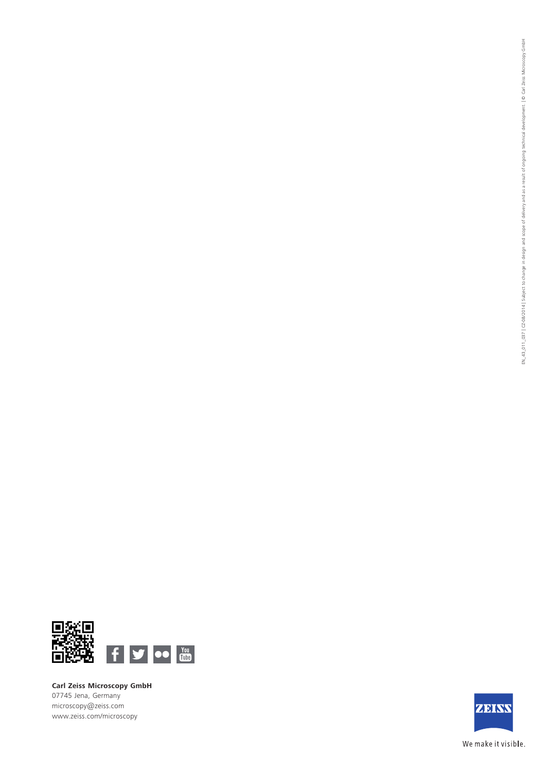EN_43_011_037 | CZ-08/2014 | Subject to change in design and scope of delivery and as a result of ongoing technical development. | © Carl Zeiss Microscopy GmbH

**Carl Zeiss Microscopy GmbH**
07745 Jena, Germany
microscopy@zeiss.com
www.zeiss.com/microscopy

ZEISS

We make it visible.